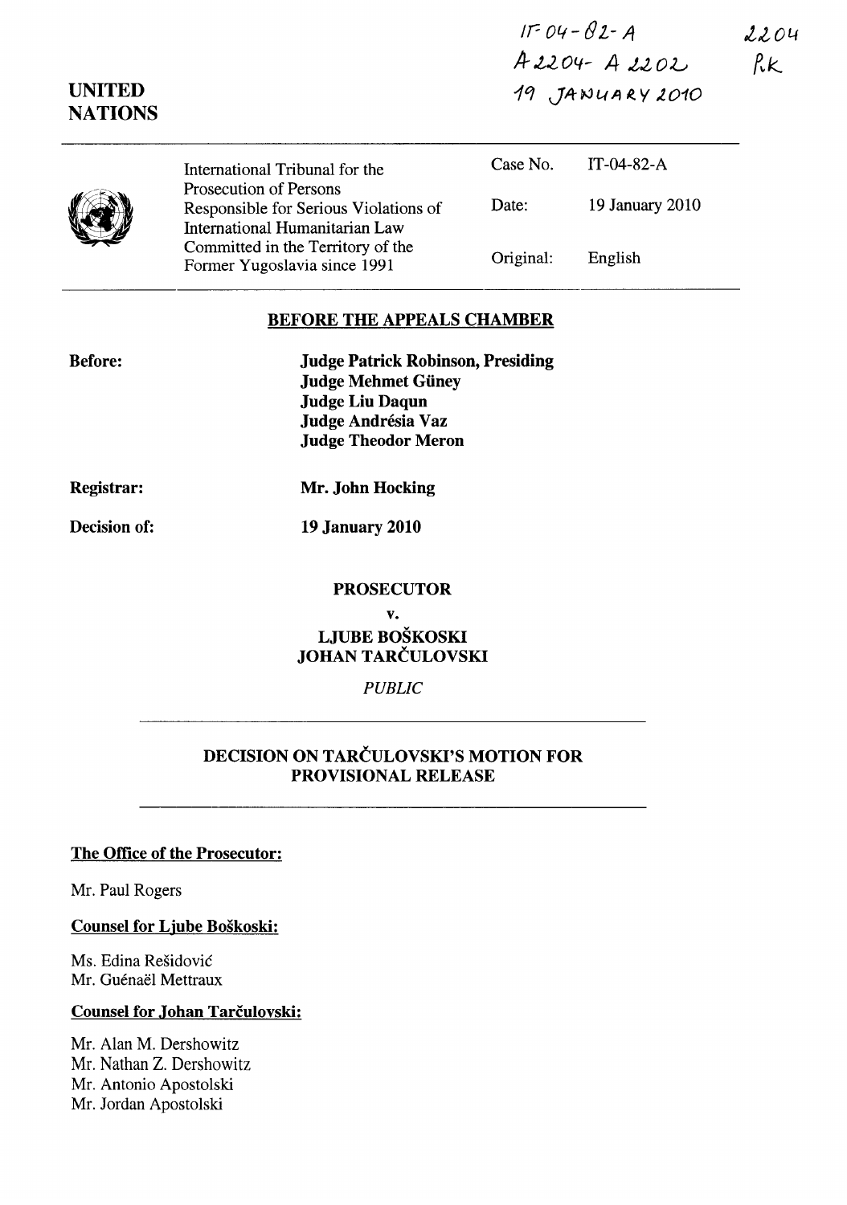IT-04-82-A
A 2204 - A 2202
19 JANUARY 2010

2204
RK

**UNITED NATIONS**

| International Tribunal for the Prosecution of Persons Responsible for Serious Violations of International Humanitarian Law Committed in the Territory of the Former Yugoslavia since 1991 | Case No. | IT-04-82-A |
|---|---|---|
| | Date: | 19 January 2010 |
| | Original: | English |

## BEFORE THE APPEALS CHAMBER

**Before:**

**Judge Patrick Robinson, Presiding**
**Judge Mehmet Güney**
**Judge Liu Daqun**
**Judge Andrésia Vaz**
**Judge Theodor Meron**

**Registrar:** **Mr. John Hocking**

**Decision of:** **19 January 2010**

**PROSECUTOR**

**v.**

**LJUBE BOŠKOSKI**
**JOHAN TARČULOVSKI**

*PUBLIC*

## DECISION ON TARČULOVSKI'S MOTION FOR PROVISIONAL RELEASE

**The Office of the Prosecutor:**

Mr. Paul Rogers

**Counsel for Ljube Boškoski:**

Ms. Edina Rešidović
Mr. Guénaël Mettraux

**Counsel for Johan Tarčulovski:**

Mr. Alan M. Dershowitz
Mr. Nathan Z. Dershowitz
Mr. Antonio Apostolski
Mr. Jordan Apostolski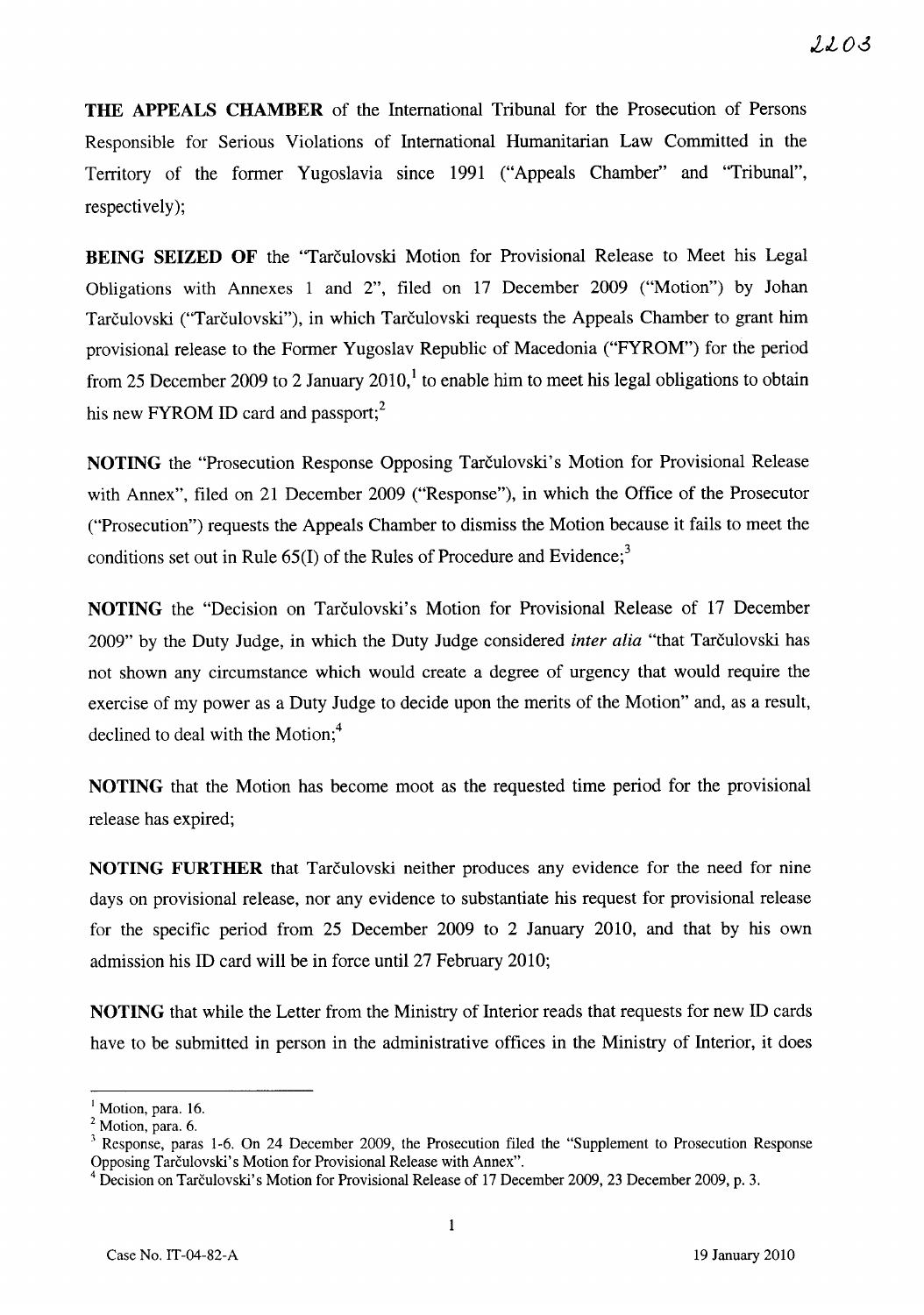**THE APPEALS CHAMBER** of the International Tribunal for the Prosecution of Persons Responsible for Serious Violations of International Humanitarian Law Committed in the Territory of the former Yugoslavia since 1991 ("Appeals Chamber" and "Tribunal", respectively);

**BEING SEIZED OF** the "Tarčulovski Motion for Provisional Release to Meet his Legal Obligations with Annexes 1 and 2", filed on 17 December 2009 ("Motion") by Johan Tarčulovski ("Tarčulovski"), in which Tarčulovski requests the Appeals Chamber to grant him provisional release to the Former Yugoslav Republic of Macedonia ("FYROM") for the period from 25 December 2009 to 2 January 2010,[1] to enable him to meet his legal obligations to obtain his new FYROM ID card and passport;[2]

**NOTING** the "Prosecution Response Opposing Tarčulovski's Motion for Provisional Release with Annex", filed on 21 December 2009 ("Response"), in which the Office of the Prosecutor ("Prosecution") requests the Appeals Chamber to dismiss the Motion because it fails to meet the conditions set out in Rule 65(I) of the Rules of Procedure and Evidence;[3]

**NOTING** the "Decision on Tarčulovski's Motion for Provisional Release of 17 December 2009" by the Duty Judge, in which the Duty Judge considered *inter alia* "that Tarčulovski has not shown any circumstance which would create a degree of urgency that would require the exercise of my power as a Duty Judge to decide upon the merits of the Motion" and, as a result, declined to deal with the Motion;[4]

**NOTING** that the Motion has become moot as the requested time period for the provisional release has expired;

**NOTING FURTHER** that Tarčulovski neither produces any evidence for the need for nine days on provisional release, nor any evidence to substantiate his request for provisional release for the specific period from 25 December 2009 to 2 January 2010, and that by his own admission his ID card will be in force until 27 February 2010;

**NOTING** that while the Letter from the Ministry of Interior reads that requests for new ID cards have to be submitted in person in the administrative offices in the Ministry of Interior, it does

---

[1] Motion, para. 16.

[2] Motion, para. 6.

[3] Response, paras 1-6. On 24 December 2009, the Prosecution filed the "Supplement to Prosecution Response Opposing Tarčulovski's Motion for Provisional Release with Annex".

[4] Decision on Tarčulovski's Motion for Provisional Release of 17 December 2009, 23 December 2009, p. 3.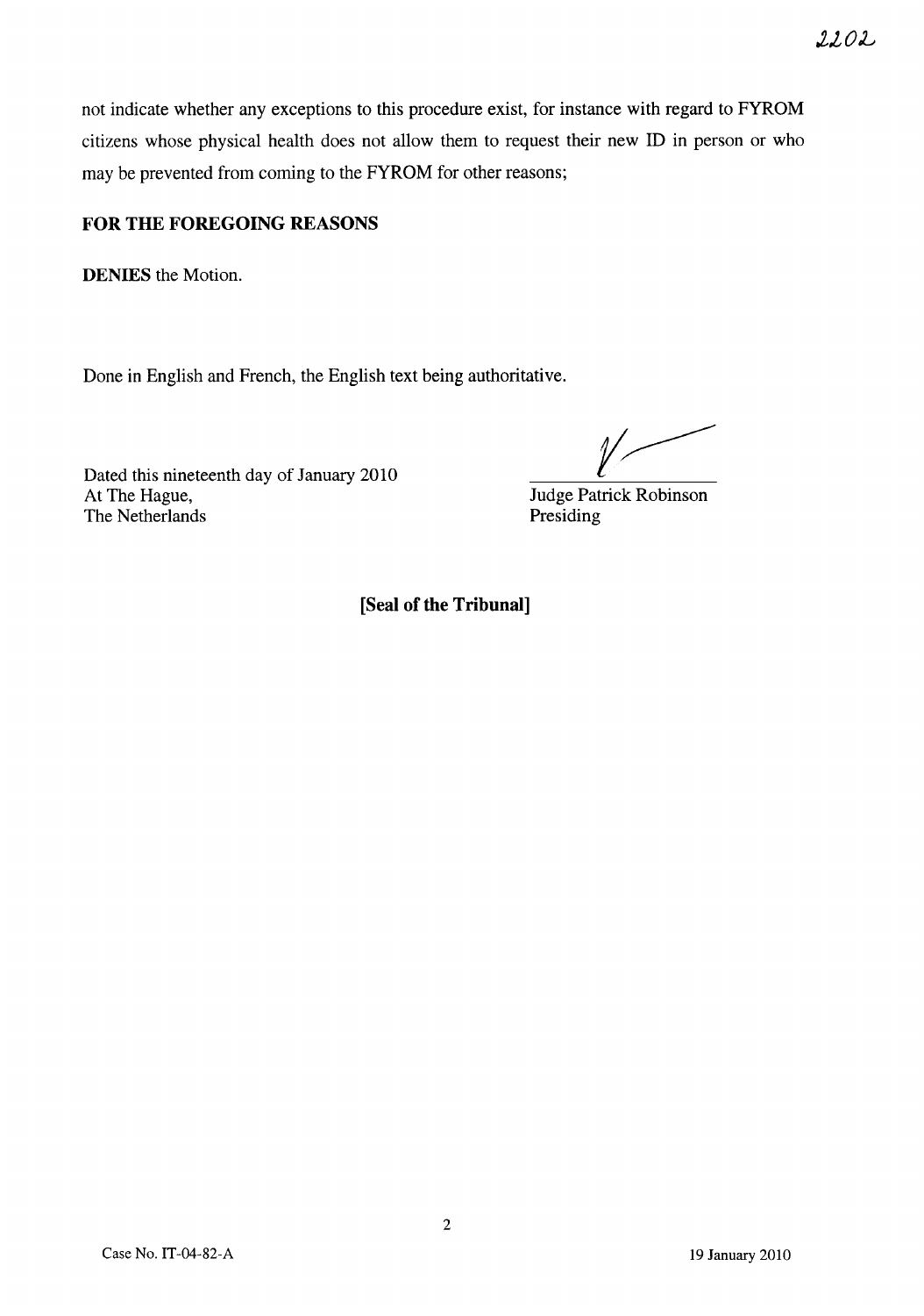not indicate whether any exceptions to this procedure exist, for instance with regard to FYROM citizens whose physical health does not allow them to request their new ID in person or who may be prevented from coming to the FYROM for other reasons;

**FOR THE FOREGOING REASONS**

**DENIES** the Motion.

Done in English and French, the English text being authoritative.

Dated this nineteenth day of January 2010
At The Hague,
The Netherlands

Judge Patrick Robinson
Presiding

**[Seal of the Tribunal]**